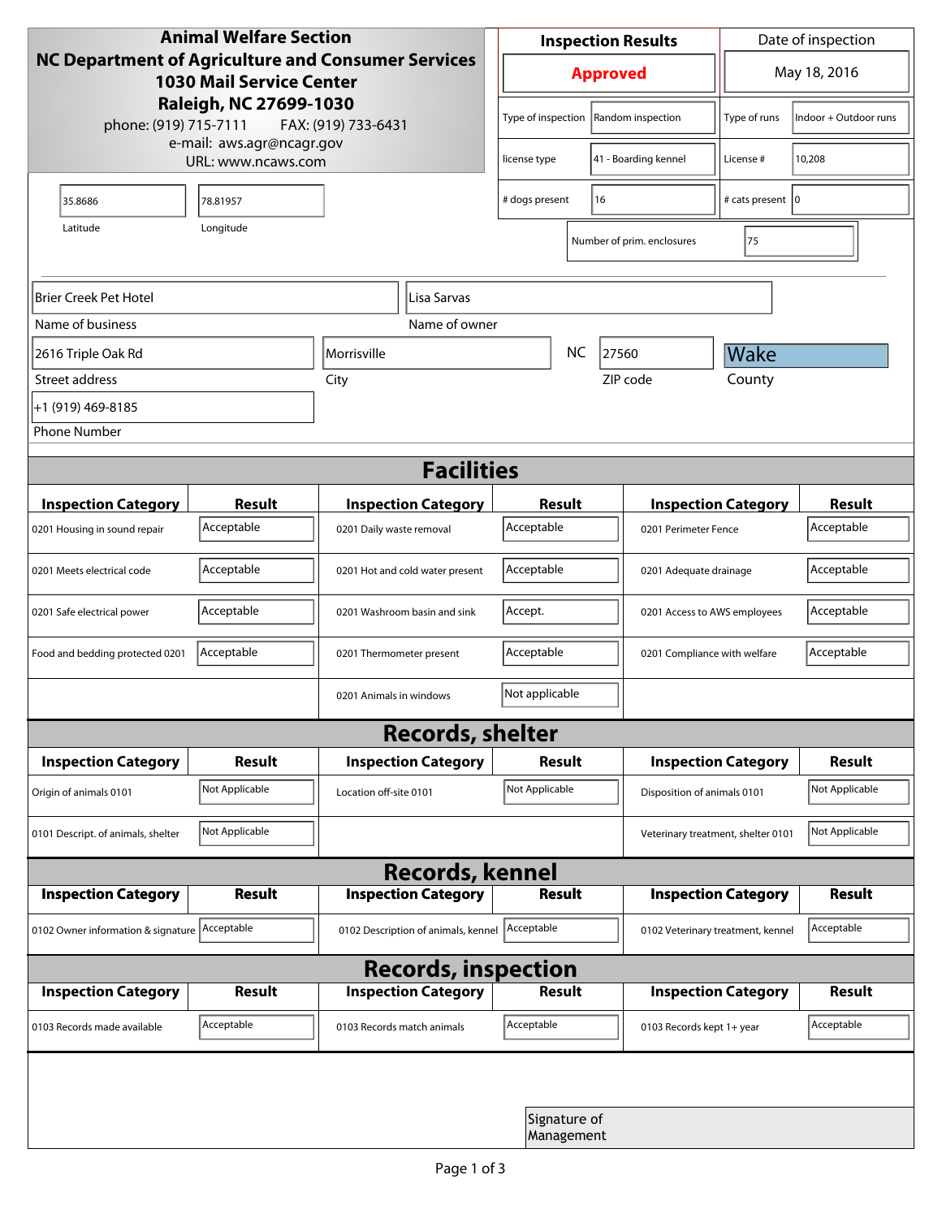**Animal Welfare Section**
**NC Department of Agriculture and Consumer Services**
**1030 Mail Service Center**
**Raleigh, NC 27699-1030**
phone: (919) 715-7111 FAX: (919) 733-6431
e-mail: aws.agr@ncagr.gov
URL: www.ncaws.com

| Inspection Results | Date of inspection |
| --- | --- |
| **Approved** | May 18, 2016 |

| | | | |
| --- | --- | --- | --- |
| Type of inspection | Random inspection | Type of runs | Indoor + Outdoor runs |
| license type | 41 - Boarding kennel | License # | 10,208 |
| # dogs present | 16 | # cats present | 0 |
| Number of prim. enclosures | 75 | | |

| Latitude | Longitude |
| --- | --- |
| 35.8686 | 78.81957 |

| | |
| --- | --- |
| Name of business | Brier Creek Pet Hotel |
| Name of owner | Lisa Sarvas |
| Street address | 2616 Triple Oak Rd |
| City | Morrisville |
| State | NC |
| ZIP code | 27560 |
| County | Wake |
| Phone Number | +1 (919) 469-8185 |

## Facilities

| Inspection Category | Result | Inspection Category | Result | Inspection Category | Result |
| --- | --- | --- | --- | --- | --- |
| 0201 Housing in sound repair | Acceptable | 0201 Daily waste removal | Acceptable | 0201 Perimeter Fence | Acceptable |
| 0201 Meets electrical code | Acceptable | 0201 Hot and cold water present | Acceptable | 0201 Adequate drainage | Acceptable |
| 0201 Safe electrical power | Acceptable | 0201 Washroom basin and sink | Accept. | 0201 Access to AWS employees | Acceptable |
| Food and bedding protected 0201 | Acceptable | 0201 Thermometer present | Acceptable | 0201 Compliance with welfare | Acceptable |
| | | 0201 Animals in windows | Not applicable | | |

## Records, shelter

| Inspection Category | Result | Inspection Category | Result | Inspection Category | Result |
| --- | --- | --- | --- | --- | --- |
| Origin of animals 0101 | Not Applicable | Location off-site 0101 | Not Applicable | Disposition of animals 0101 | Not Applicable |
| 0101 Descript. of animals, shelter | Not Applicable | | | Veterinary treatment, shelter 0101 | Not Applicable |

## Records, kennel

| Inspection Category | Result | Inspection Category | Result | Inspection Category | Result |
| --- | --- | --- | --- | --- | --- |
| 0102 Owner information & signature | Acceptable | 0102 Description of animals, kennel | Acceptable | 0102 Veterinary treatment, kennel | Acceptable |

## Records, inspection

| Inspection Category | Result | Inspection Category | Result | Inspection Category | Result |
| --- | --- | --- | --- | --- | --- |
| 0103 Records made available | Acceptable | 0103 Records match animals | Acceptable | 0103 Records kept 1+ year | Acceptable |

Signature of Management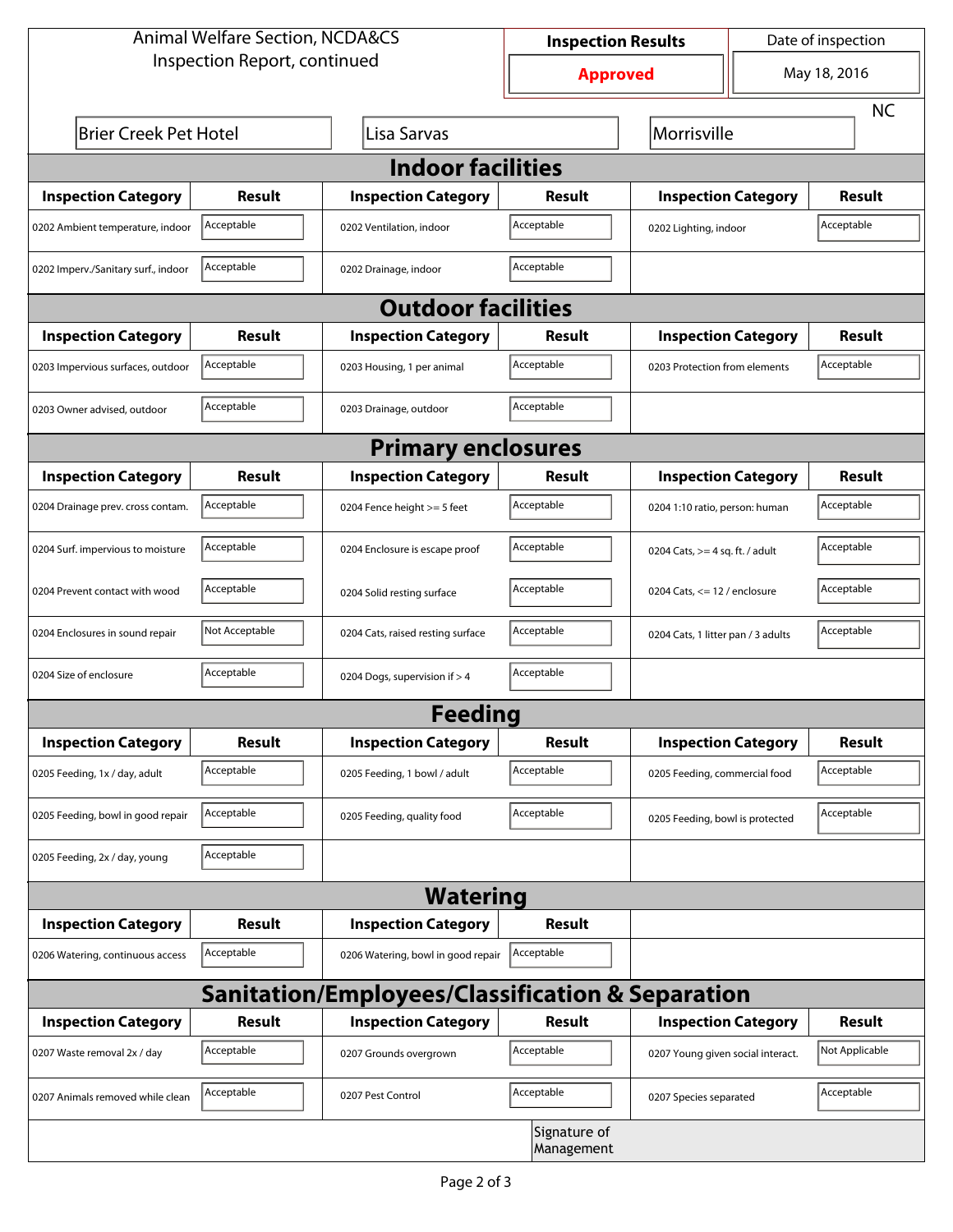Animal Welfare Section, NCDA&CS
Inspection Report, continued

| Inspection Results | Date of inspection |
|---|---|
| **Approved** | May 18, 2016 |

| | | | |
|---|---|---|---|
| Brier Creek Pet Hotel | Lisa Sarvas | Morrisville | NC |

## Indoor facilities

| Inspection Category | Result | Inspection Category | Result | Inspection Category | Result |
|---|---|---|---|---|---|
| 0202 Ambient temperature, indoor | Acceptable | 0202 Ventilation, indoor | Acceptable | 0202 Lighting, indoor | Acceptable |
| 0202 Imperv./Sanitary surf., indoor | Acceptable | 0202 Drainage, indoor | Acceptable | | |

## Outdoor facilities

| Inspection Category | Result | Inspection Category | Result | Inspection Category | Result |
|---|---|---|---|---|---|
| 0203 Impervious surfaces, outdoor | Acceptable | 0203 Housing, 1 per animal | Acceptable | 0203 Protection from elements | Acceptable |
| 0203 Owner advised, outdoor | Acceptable | 0203 Drainage, outdoor | Acceptable | | |

## Primary enclosures

| Inspection Category | Result | Inspection Category | Result | Inspection Category | Result |
|---|---|---|---|---|---|
| 0204 Drainage prev. cross contam. | Acceptable | 0204 Fence height >= 5 feet | Acceptable | 0204 1:10 ratio, person: human | Acceptable |
| 0204 Surf. impervious to moisture | Acceptable | 0204 Enclosure is escape proof | Acceptable | 0204 Cats, >= 4 sq. ft. / adult | Acceptable |
| 0204 Prevent contact with wood | Acceptable | 0204 Solid resting surface | Acceptable | 0204 Cats, <= 12 / enclosure | Acceptable |
| 0204 Enclosures in sound repair | Not Acceptable | 0204 Cats, raised resting surface | Acceptable | 0204 Cats, 1 litter pan / 3 adults | Acceptable |
| 0204 Size of enclosure | Acceptable | 0204 Dogs, supervision if > 4 | Acceptable | | |

## Feeding

| Inspection Category | Result | Inspection Category | Result | Inspection Category | Result |
|---|---|---|---|---|---|
| 0205 Feeding, 1x / day, adult | Acceptable | 0205 Feeding, 1 bowl / adult | Acceptable | 0205 Feeding, commercial food | Acceptable |
| 0205 Feeding, bowl in good repair | Acceptable | 0205 Feeding, quality food | Acceptable | 0205 Feeding, bowl is protected | Acceptable |
| 0205 Feeding, 2x / day, young | Acceptable | | | | |

## Watering

| Inspection Category | Result | Inspection Category | Result |
|---|---|---|---|
| 0206 Watering, continuous access | Acceptable | 0206 Watering, bowl in good repair | Acceptable |

## Sanitation/Employees/Classification & Separation

| Inspection Category | Result | Inspection Category | Result | Inspection Category | Result |
|---|---|---|---|---|---|
| 0207 Waste removal 2x / day | Acceptable | 0207 Grounds overgrown | Acceptable | 0207 Young given social interact. | Not Applicable |
| 0207 Animals removed while clean | Acceptable | 0207 Pest Control | Acceptable | 0207 Species separated | Acceptable |

Signature of Management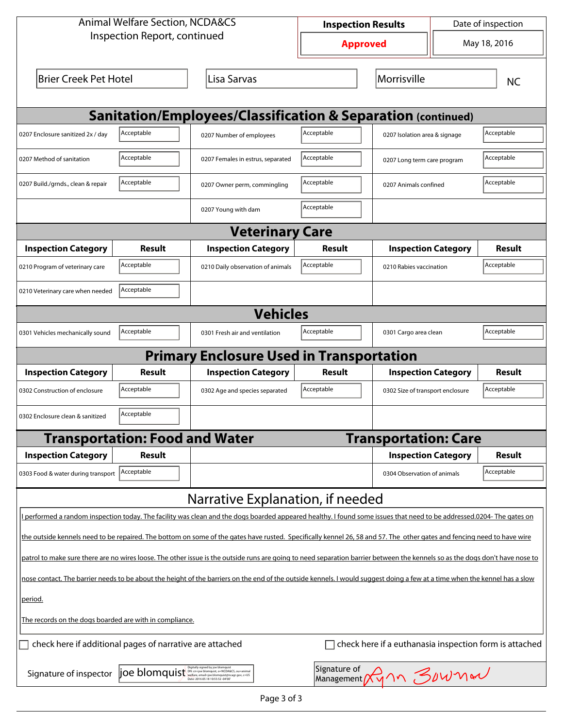Animal Welfare Section, NCDA&CS
Inspection Report, continued

| Inspection Results | Date of inspection |
|---|---|
| **Approved** | May 18, 2016 |

Brier Creek Pet Hotel | Lisa Sarvas | Morrisville | NC

## Sanitation/Employees/Classification & Separation (continued)

| | | | | | |
|---|---|---|---|---|---|
| 0207 Enclosure sanitized 2x / day | Acceptable | 0207 Number of employees | Acceptable | 0207 Isolation area & signage | Acceptable |
| 0207 Method of sanitation | Acceptable | 0207 Females in estrus, separated | Acceptable | 0207 Long term care program | Acceptable |
| 0207 Build./grnds., clean & repair | Acceptable | 0207 Owner perm, commingling | Acceptable | 0207 Animals confined | Acceptable |
| | | 0207 Young with dam | Acceptable | | |

## Veterinary Care

| Inspection Category | Result | Inspection Category | Result | Inspection Category | Result |
|---|---|---|---|---|---|
| 0210 Program of veterinary care | Acceptable | 0210 Daily observation of animals | Acceptable | 0210 Rabies vaccination | Acceptable |
| 0210 Veterinary care when needed | Acceptable | | | | |

## Vehicles

| | | | | | |
|---|---|---|---|---|---|
| 0301 Vehicles mechanically sound | Acceptable | 0301 Fresh air and ventilation | Acceptable | 0301 Cargo area clean | Acceptable |

## Primary Enclosure Used in Transportation

| Inspection Category | Result | Inspection Category | Result | Inspection Category | Result |
|---|---|---|---|---|---|
| 0302 Construction of enclosure | Acceptable | 0302 Age and species separated | Acceptable | 0302 Size of transport enclosure | Acceptable |
| 0302 Enclosure clean & sanitized | Acceptable | | | | |

## Transportation: Food and Water

| Inspection Category | Result |
|---|---|
| 0303 Food & water during transport | Acceptable |

## Transportation: Care

| Inspection Category | Result |
|---|---|
| 0304 Observation of animals | Acceptable |

## Narrative Explanation, if needed

I performed a random inspection today. The facility was clean and the dogs boarded appeared healthy. I found some issues that need to be addressed.0204- The gates on the outside kennels need to be repaired. The bottom on some of the gates have rusted. Specifically kennel 26, 58 and 57. The other gates and fencing need to have wire patrol to make sure there are no wires loose. The other issue is the outside runs are going to need separation barrier between the kennels so as the dogs don't have nose to nose contact. The barrier needs to be about the height of the barriers on the end of the outside kennels. I would suggest doing a few at a time when the kennel has a slow period.

The records on the dogs boarded are with in compliance.

☐ check here if additional pages of narrative are attached ☐ check here if a euthanasia inspection form is attached

Signature of inspector: joe blomquist (Digitally signed by joe blomquist DN: cn=joe blomquist, o=NCDA&CS, ou=animal welfare, email=joe.blomquist@ncagr.gov, c=US Date: 2016.05.18 10:55:52 -04'00')

Signature of Management: Lynn Bowman